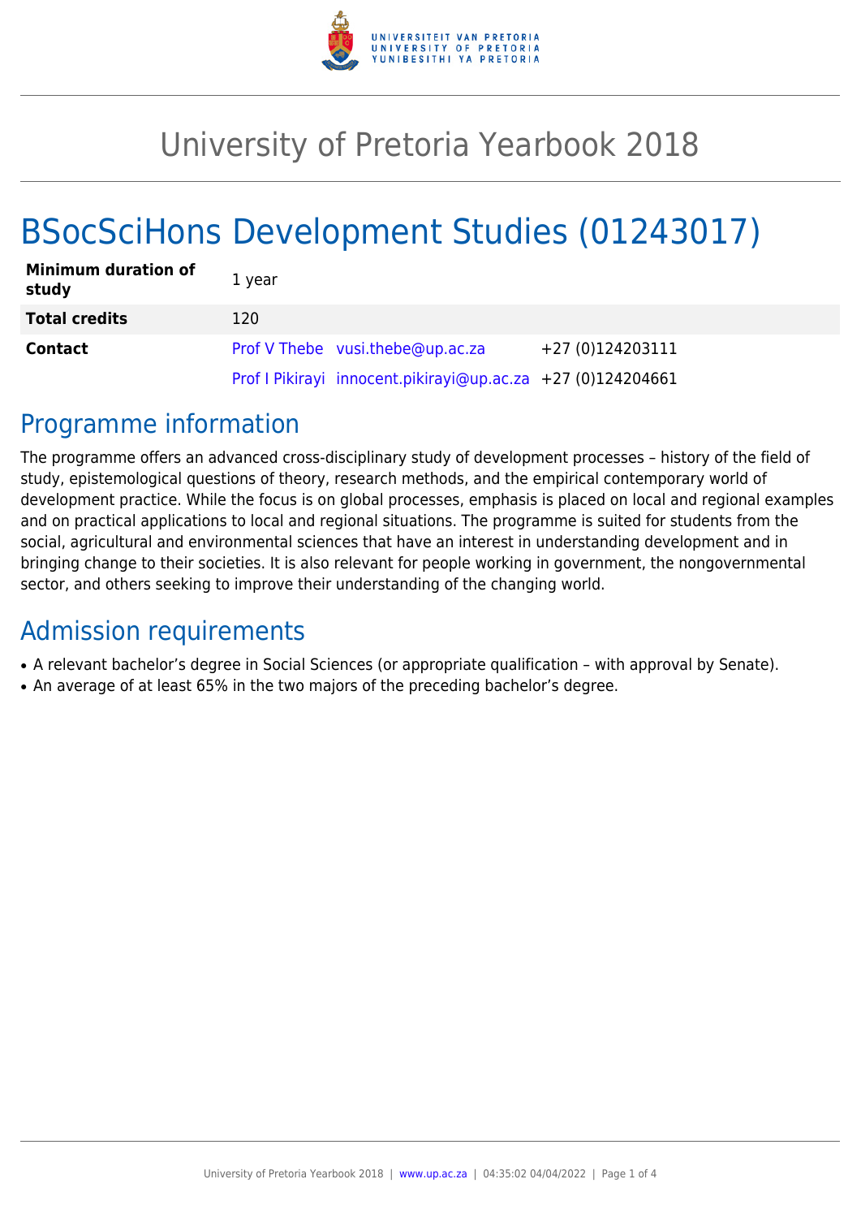# University of Pretoria Yearbook 2018

# BSocSciHons Development Studies (01243017)

| | | | |
|---|---|---|---|
| **Minimum duration of study** | 1 year | | |
| **Total credits** | 120 | | |
| **Contact** | Prof V Thebe | vusi.thebe@up.ac.za | +27 (0)124203111 |
| | Prof I Pikirayi | innocent.pikirayi@up.ac.za | +27 (0)124204661 |

## Programme information

The programme offers an advanced cross-disciplinary study of development processes – history of the field of study, epistemological questions of theory, research methods, and the empirical contemporary world of development practice. While the focus is on global processes, emphasis is placed on local and regional examples and on practical applications to local and regional situations. The programme is suited for students from the social, agricultural and environmental sciences that have an interest in understanding development and in bringing change to their societies. It is also relevant for people working in government, the nongovernmental sector, and others seeking to improve their understanding of the changing world.

## Admission requirements

- A relevant bachelor's degree in Social Sciences (or appropriate qualification – with approval by Senate).
- An average of at least 65% in the two majors of the preceding bachelor's degree.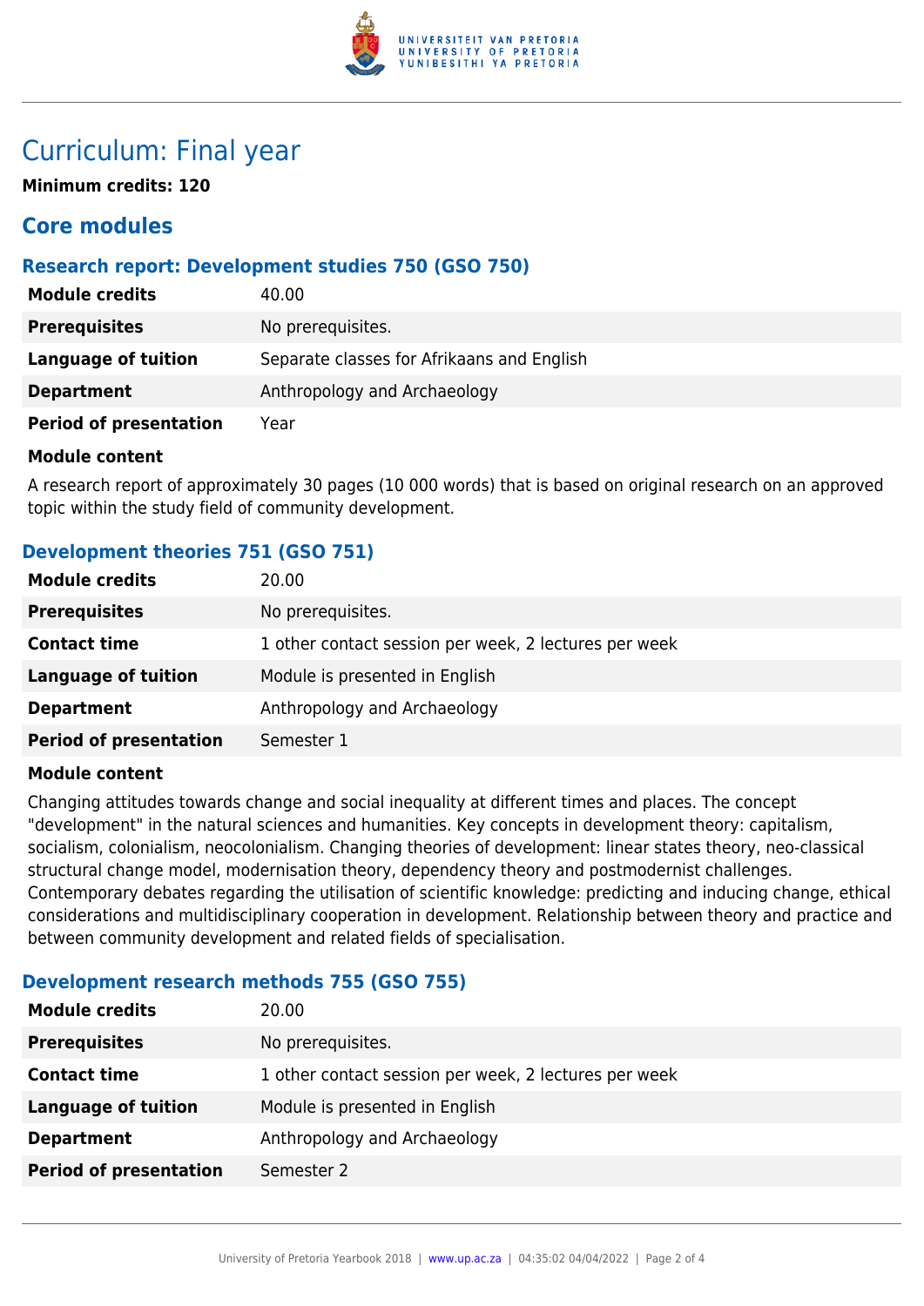# Curriculum: Final year

**Minimum credits: 120**

## Core modules

### Research report: Development studies 750 (GSO 750)

| | |
|---|---|
| **Module credits** | 40.00 |
| **Prerequisites** | No prerequisites. |
| **Language of tuition** | Separate classes for Afrikaans and English |
| **Department** | Anthropology and Archaeology |
| **Period of presentation** | Year |

**Module content**

A research report of approximately 30 pages (10 000 words) that is based on original research on an approved topic within the study field of community development.

### Development theories 751 (GSO 751)

| | |
|---|---|
| **Module credits** | 20.00 |
| **Prerequisites** | No prerequisites. |
| **Contact time** | 1 other contact session per week, 2 lectures per week |
| **Language of tuition** | Module is presented in English |
| **Department** | Anthropology and Archaeology |
| **Period of presentation** | Semester 1 |

**Module content**

Changing attitudes towards change and social inequality at different times and places. The concept "development" in the natural sciences and humanities. Key concepts in development theory: capitalism, socialism, colonialism, neocolonialism. Changing theories of development: linear states theory, neo-classical structural change model, modernisation theory, dependency theory and postmodernist challenges. Contemporary debates regarding the utilisation of scientific knowledge: predicting and inducing change, ethical considerations and multidisciplinary cooperation in development. Relationship between theory and practice and between community development and related fields of specialisation.

### Development research methods 755 (GSO 755)

| | |
|---|---|
| **Module credits** | 20.00 |
| **Prerequisites** | No prerequisites. |
| **Contact time** | 1 other contact session per week, 2 lectures per week |
| **Language of tuition** | Module is presented in English |
| **Department** | Anthropology and Archaeology |
| **Period of presentation** | Semester 2 |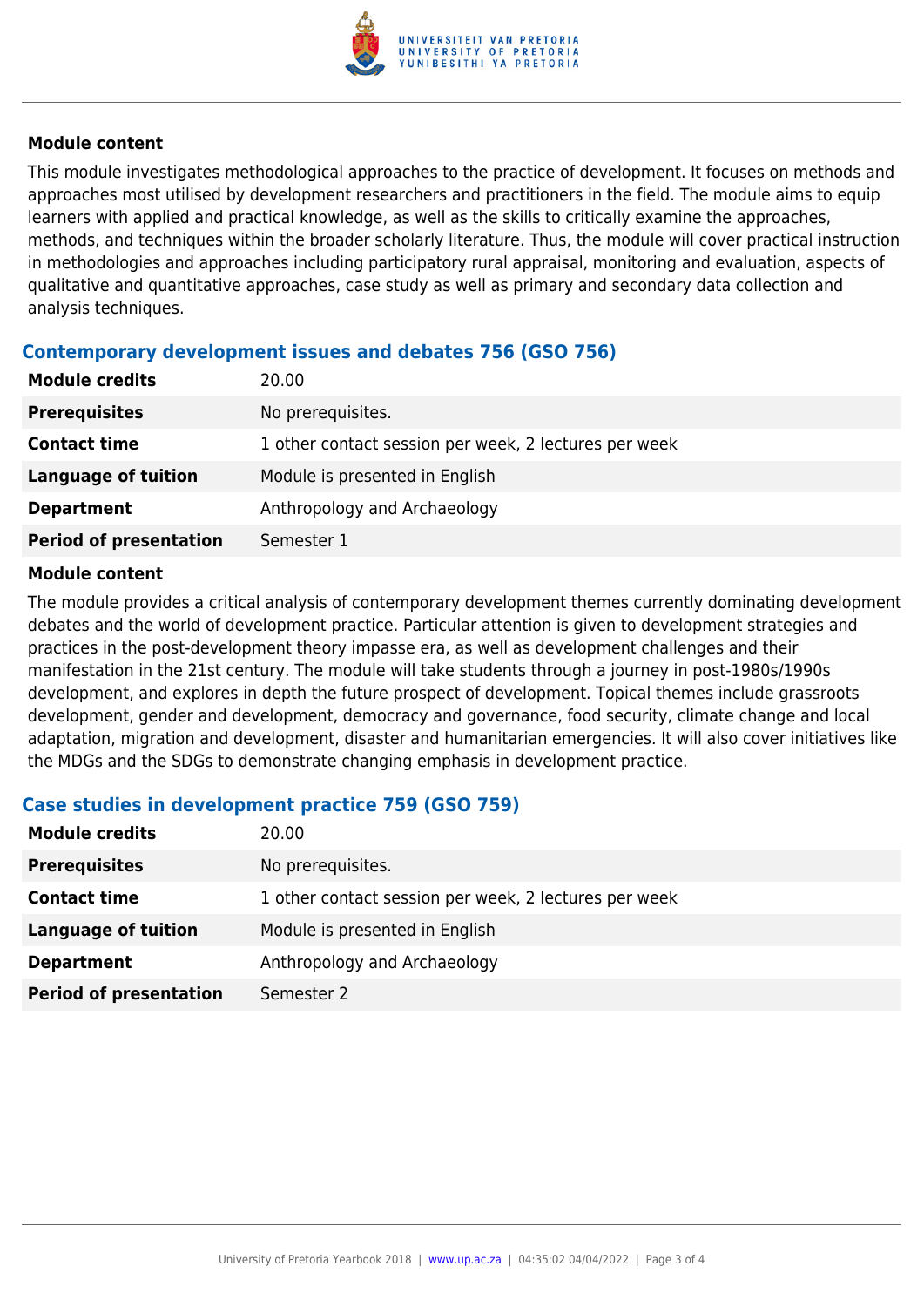#### Module content

This module investigates methodological approaches to the practice of development. It focuses on methods and approaches most utilised by development researchers and practitioners in the field. The module aims to equip learners with applied and practical knowledge, as well as the skills to critically examine the approaches, methods, and techniques within the broader scholarly literature. Thus, the module will cover practical instruction in methodologies and approaches including participatory rural appraisal, monitoring and evaluation, aspects of qualitative and quantitative approaches, case study as well as primary and secondary data collection and analysis techniques.

### Contemporary development issues and debates 756 (GSO 756)

| | |
|---|---|
| **Module credits** | 20.00 |
| **Prerequisites** | No prerequisites. |
| **Contact time** | 1 other contact session per week, 2 lectures per week |
| **Language of tuition** | Module is presented in English |
| **Department** | Anthropology and Archaeology |
| **Period of presentation** | Semester 1 |

#### Module content

The module provides a critical analysis of contemporary development themes currently dominating development debates and the world of development practice. Particular attention is given to development strategies and practices in the post-development theory impasse era, as well as development challenges and their manifestation in the 21st century. The module will take students through a journey in post-1980s/1990s development, and explores in depth the future prospect of development. Topical themes include grassroots development, gender and development, democracy and governance, food security, climate change and local adaptation, migration and development, disaster and humanitarian emergencies. It will also cover initiatives like the MDGs and the SDGs to demonstrate changing emphasis in development practice.

### Case studies in development practice 759 (GSO 759)

| | |
|---|---|
| **Module credits** | 20.00 |
| **Prerequisites** | No prerequisites. |
| **Contact time** | 1 other contact session per week, 2 lectures per week |
| **Language of tuition** | Module is presented in English |
| **Department** | Anthropology and Archaeology |
| **Period of presentation** | Semester 2 |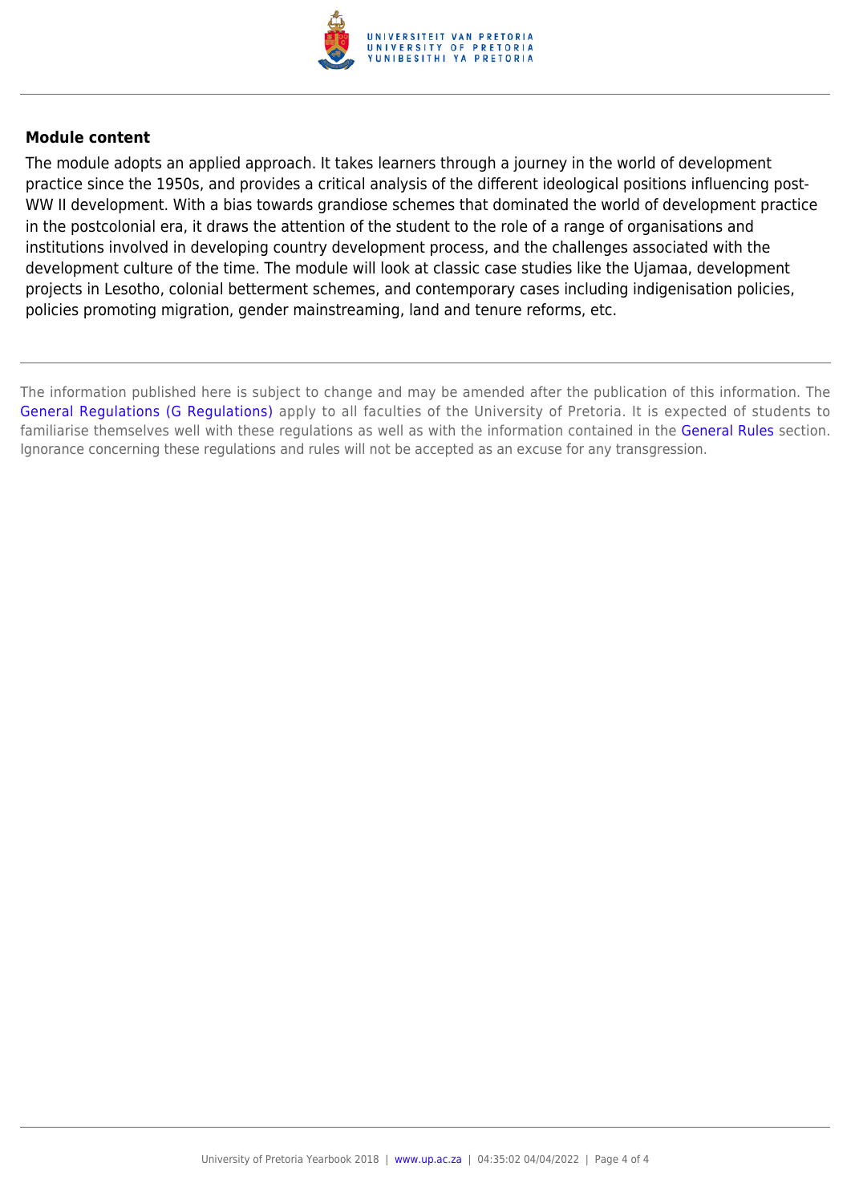**Module content**

The module adopts an applied approach. It takes learners through a journey in the world of development practice since the 1950s, and provides a critical analysis of the different ideological positions influencing post-WW II development. With a bias towards grandiose schemes that dominated the world of development practice in the postcolonial era, it draws the attention of the student to the role of a range of organisations and institutions involved in developing country development process, and the challenges associated with the development culture of the time. The module will look at classic case studies like the Ujamaa, development projects in Lesotho, colonial betterment schemes, and contemporary cases including indigenisation policies, policies promoting migration, gender mainstreaming, land and tenure reforms, etc.

---

The information published here is subject to change and may be amended after the publication of this information. The General Regulations (G Regulations) apply to all faculties of the University of Pretoria. It is expected of students to familiarise themselves well with these regulations as well as with the information contained in the General Rules section. Ignorance concerning these regulations and rules will not be accepted as an excuse for any transgression.